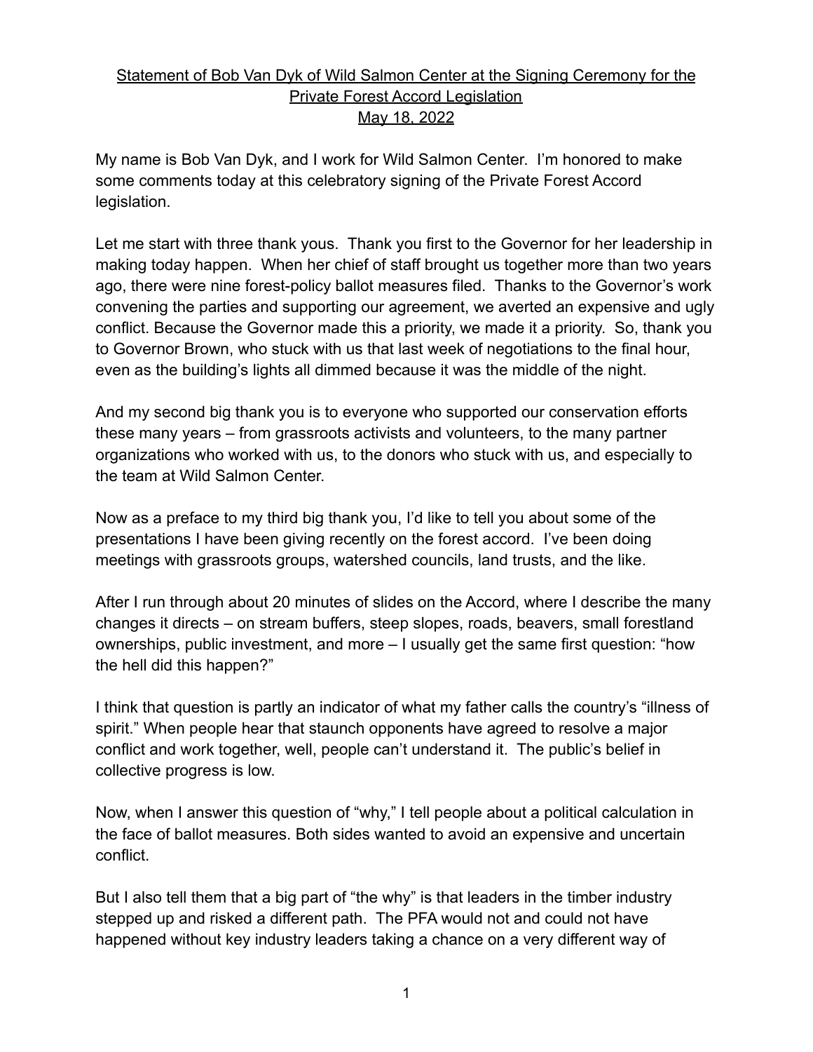**Statement of Bob Van Dyk of Wild Salmon Center at the Signing Ceremony for the Private Forest Accord Legislation**
**May 18, 2022**

My name is Bob Van Dyk, and I work for Wild Salmon Center. I'm honored to make some comments today at this celebratory signing of the Private Forest Accord legislation.

Let me start with three thank yous. Thank you first to the Governor for her leadership in making today happen. When her chief of staff brought us together more than two years ago, there were nine forest-policy ballot measures filed. Thanks to the Governor's work convening the parties and supporting our agreement, we averted an expensive and ugly conflict. Because the Governor made this a priority, we made it a priority. So, thank you to Governor Brown, who stuck with us that last week of negotiations to the final hour, even as the building's lights all dimmed because it was the middle of the night.

And my second big thank you is to everyone who supported our conservation efforts these many years – from grassroots activists and volunteers, to the many partner organizations who worked with us, to the donors who stuck with us, and especially to the team at Wild Salmon Center.

Now as a preface to my third big thank you, I'd like to tell you about some of the presentations I have been giving recently on the forest accord. I've been doing meetings with grassroots groups, watershed councils, land trusts, and the like.

After I run through about 20 minutes of slides on the Accord, where I describe the many changes it directs – on stream buffers, steep slopes, roads, beavers, small forestland ownerships, public investment, and more – I usually get the same first question: "how the hell did this happen?"

I think that question is partly an indicator of what my father calls the country's "illness of spirit." When people hear that staunch opponents have agreed to resolve a major conflict and work together, well, people can't understand it. The public's belief in collective progress is low.

Now, when I answer this question of "why," I tell people about a political calculation in the face of ballot measures. Both sides wanted to avoid an expensive and uncertain conflict.

But I also tell them that a big part of "the why" is that leaders in the timber industry stepped up and risked a different path. The PFA would not and could not have happened without key industry leaders taking a chance on a very different way of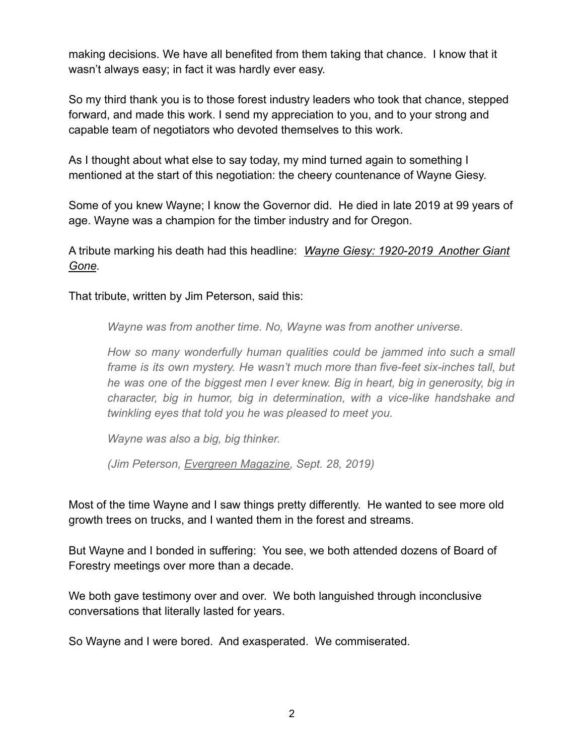making decisions. We have all benefited from them taking that chance. I know that it wasn't always easy; in fact it was hardly ever easy.

So my third thank you is to those forest industry leaders who took that chance, stepped forward, and made this work. I send my appreciation to you, and to your strong and capable team of negotiators who devoted themselves to this work.

As I thought about what else to say today, my mind turned again to something I mentioned at the start of this negotiation: the cheery countenance of Wayne Giesy.

Some of you knew Wayne; I know the Governor did. He died in late 2019 at 99 years of age. Wayne was a champion for the timber industry and for Oregon.

A tribute marking his death had this headline: *Wayne Giesy: 1920-2019 Another Giant Gone.*

That tribute, written by Jim Peterson, said this:

> *Wayne was from another time. No, Wayne was from another universe.*
>
> *How so many wonderfully human qualities could be jammed into such a small frame is its own mystery. He wasn't much more than five-feet six-inches tall, but he was one of the biggest men I ever knew. Big in heart, big in generosity, big in character, big in humor, big in determination, with a vice-like handshake and twinkling eyes that told you he was pleased to meet you.*
>
> *Wayne was also a big, big thinker.*
>
> *(Jim Peterson, Evergreen Magazine, Sept. 28, 2019)*

Most of the time Wayne and I saw things pretty differently. He wanted to see more old growth trees on trucks, and I wanted them in the forest and streams.

But Wayne and I bonded in suffering: You see, we both attended dozens of Board of Forestry meetings over more than a decade.

We both gave testimony over and over. We both languished through inconclusive conversations that literally lasted for years.

So Wayne and I were bored. And exasperated. We commiserated.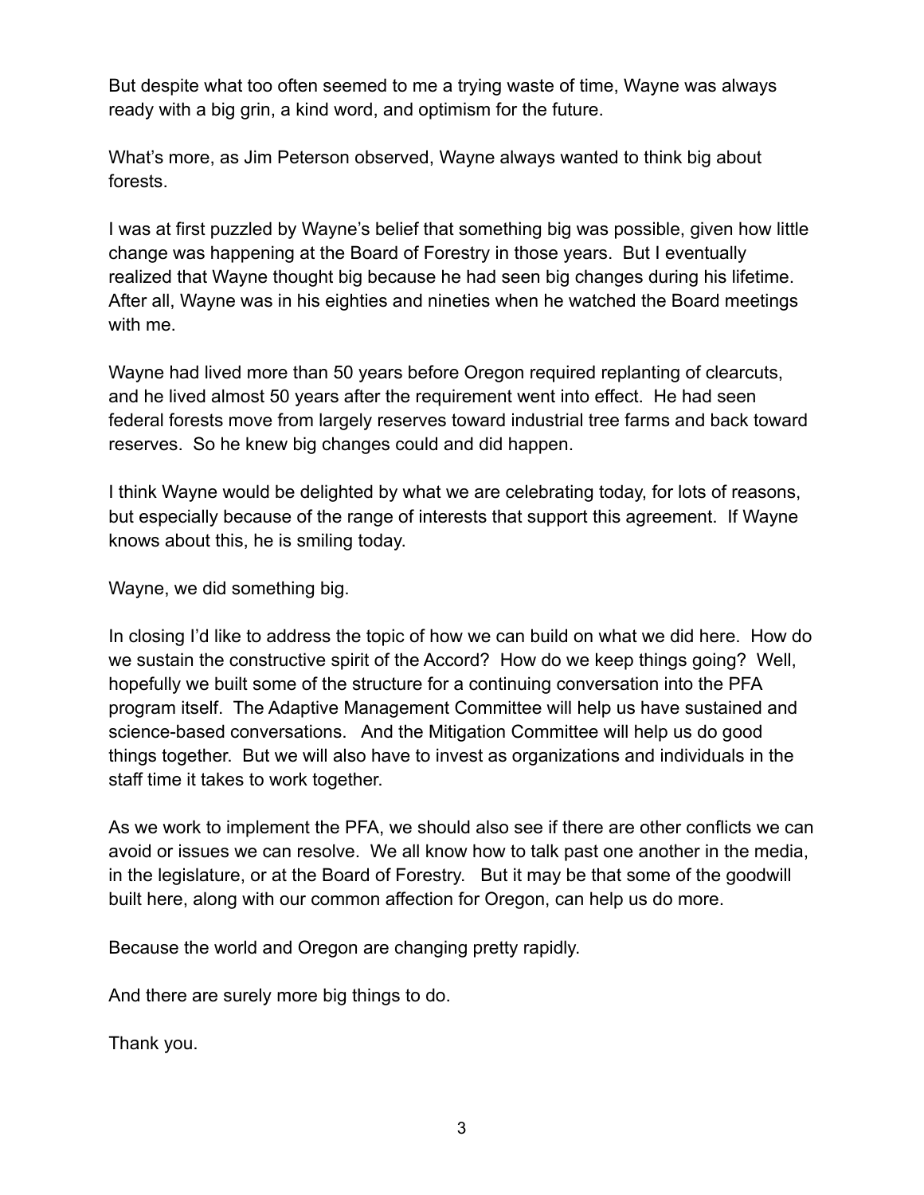But despite what too often seemed to me a trying waste of time, Wayne was always ready with a big grin, a kind word, and optimism for the future.

What's more, as Jim Peterson observed, Wayne always wanted to think big about forests.

I was at first puzzled by Wayne's belief that something big was possible, given how little change was happening at the Board of Forestry in those years. But I eventually realized that Wayne thought big because he had seen big changes during his lifetime. After all, Wayne was in his eighties and nineties when he watched the Board meetings with me.

Wayne had lived more than 50 years before Oregon required replanting of clearcuts, and he lived almost 50 years after the requirement went into effect. He had seen federal forests move from largely reserves toward industrial tree farms and back toward reserves. So he knew big changes could and did happen.

I think Wayne would be delighted by what we are celebrating today, for lots of reasons, but especially because of the range of interests that support this agreement. If Wayne knows about this, he is smiling today.

Wayne, we did something big.

In closing I'd like to address the topic of how we can build on what we did here. How do we sustain the constructive spirit of the Accord? How do we keep things going? Well, hopefully we built some of the structure for a continuing conversation into the PFA program itself. The Adaptive Management Committee will help us have sustained and science-based conversations. And the Mitigation Committee will help us do good things together. But we will also have to invest as organizations and individuals in the staff time it takes to work together.

As we work to implement the PFA, we should also see if there are other conflicts we can avoid or issues we can resolve. We all know how to talk past one another in the media, in the legislature, or at the Board of Forestry. But it may be that some of the goodwill built here, along with our common affection for Oregon, can help us do more.

Because the world and Oregon are changing pretty rapidly.

And there are surely more big things to do.

Thank you.